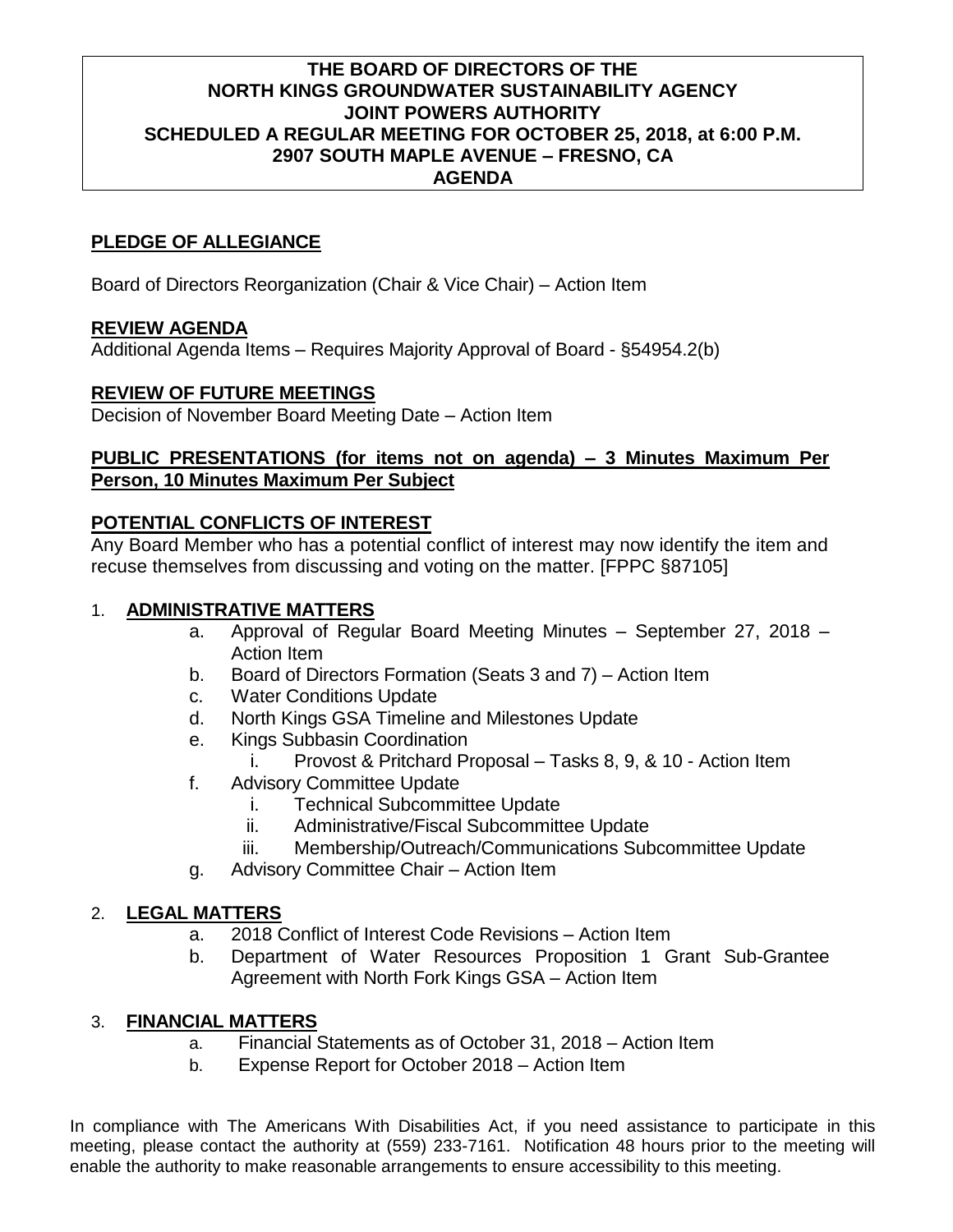**THE BOARD OF DIRECTORS OF THE NORTH KINGS GROUNDWATER SUSTAINABILITY AGENCY JOINT POWERS AUTHORITY SCHEDULED A REGULAR MEETING FOR OCTOBER 25, 2018, at 6:00 P.M. 2907 SOUTH MAPLE AVENUE – FRESNO, CA AGENDA**

## PLEDGE OF ALLEGIANCE

Board of Directors Reorganization (Chair & Vice Chair) – Action Item

## REVIEW AGENDA

Additional Agenda Items – Requires Majority Approval of Board - §54954.2(b)

## REVIEW OF FUTURE MEETINGS

Decision of November Board Meeting Date – Action Item

## PUBLIC PRESENTATIONS (for items not on agenda) – 3 Minutes Maximum Per Person, 10 Minutes Maximum Per Subject

## POTENTIAL CONFLICTS OF INTEREST

Any Board Member who has a potential conflict of interest may now identify the item and recuse themselves from discussing and voting on the matter. [FPPC §87105]

1. **ADMINISTRATIVE MATTERS**
   a. Approval of Regular Board Meeting Minutes – September 27, 2018 – Action Item
   b. Board of Directors Formation (Seats 3 and 7) – Action Item
   c. Water Conditions Update
   d. North Kings GSA Timeline and Milestones Update
   e. Kings Subbasin Coordination
      i. Provost & Pritchard Proposal – Tasks 8, 9, & 10 - Action Item
   f. Advisory Committee Update
      i. Technical Subcommittee Update
      ii. Administrative/Fiscal Subcommittee Update
      iii. Membership/Outreach/Communications Subcommittee Update
   g. Advisory Committee Chair – Action Item

2. **LEGAL MATTERS**
   a. 2018 Conflict of Interest Code Revisions – Action Item
   b. Department of Water Resources Proposition 1 Grant Sub-Grantee Agreement with North Fork Kings GSA – Action Item

3. **FINANCIAL MATTERS**
   a. Financial Statements as of October 31, 2018 – Action Item
   b. Expense Report for October 2018 – Action Item

In compliance with The Americans With Disabilities Act, if you need assistance to participate in this meeting, please contact the authority at (559) 233-7161. Notification 48 hours prior to the meeting will enable the authority to make reasonable arrangements to ensure accessibility to this meeting.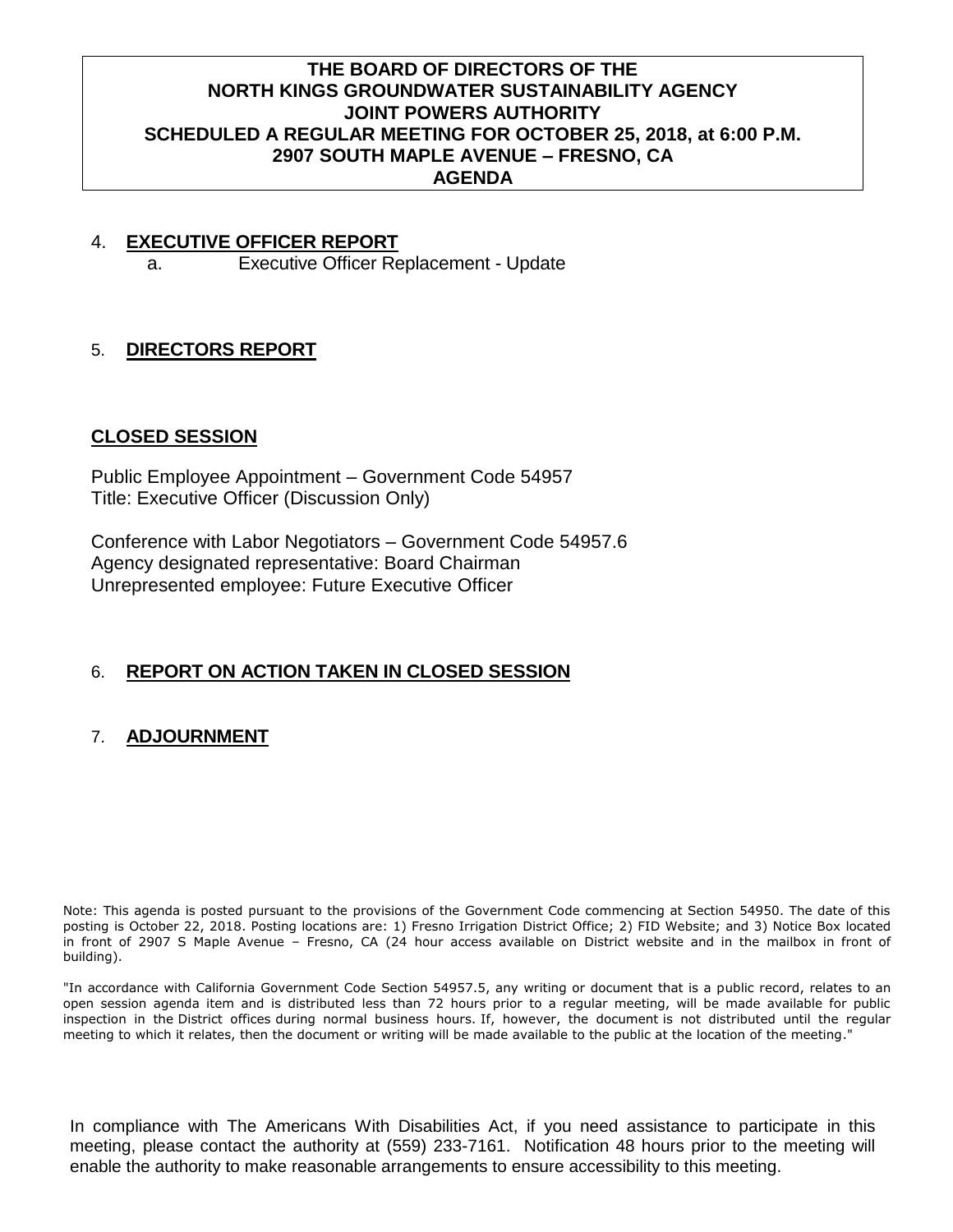**THE BOARD OF DIRECTORS OF THE**
**NORTH KINGS GROUNDWATER SUSTAINABILITY AGENCY**
**JOINT POWERS AUTHORITY**
**SCHEDULED A REGULAR MEETING FOR OCTOBER 25, 2018, at 6:00 P.M.**
**2907 SOUTH MAPLE AVENUE – FRESNO, CA**
**AGENDA**

4. **EXECUTIVE OFFICER REPORT**
   a. Executive Officer Replacement - Update

5. **DIRECTORS REPORT**

**CLOSED SESSION**

Public Employee Appointment – Government Code 54957
Title: Executive Officer (Discussion Only)

Conference with Labor Negotiators – Government Code 54957.6
Agency designated representative: Board Chairman
Unrepresented employee: Future Executive Officer

6. **REPORT ON ACTION TAKEN IN CLOSED SESSION**

7. **ADJOURNMENT**

Note: This agenda is posted pursuant to the provisions of the Government Code commencing at Section 54950. The date of this posting is October 22, 2018. Posting locations are: 1) Fresno Irrigation District Office; 2) FID Website; and 3) Notice Box located in front of 2907 S Maple Avenue – Fresno, CA (24 hour access available on District website and in the mailbox in front of building).

"In accordance with California Government Code Section 54957.5, any writing or document that is a public record, relates to an open session agenda item and is distributed less than 72 hours prior to a regular meeting, will be made available for public inspection in the District offices during normal business hours. If, however, the document is not distributed until the regular meeting to which it relates, then the document or writing will be made available to the public at the location of the meeting."

In compliance with The Americans With Disabilities Act, if you need assistance to participate in this meeting, please contact the authority at (559) 233-7161. Notification 48 hours prior to the meeting will enable the authority to make reasonable arrangements to ensure accessibility to this meeting.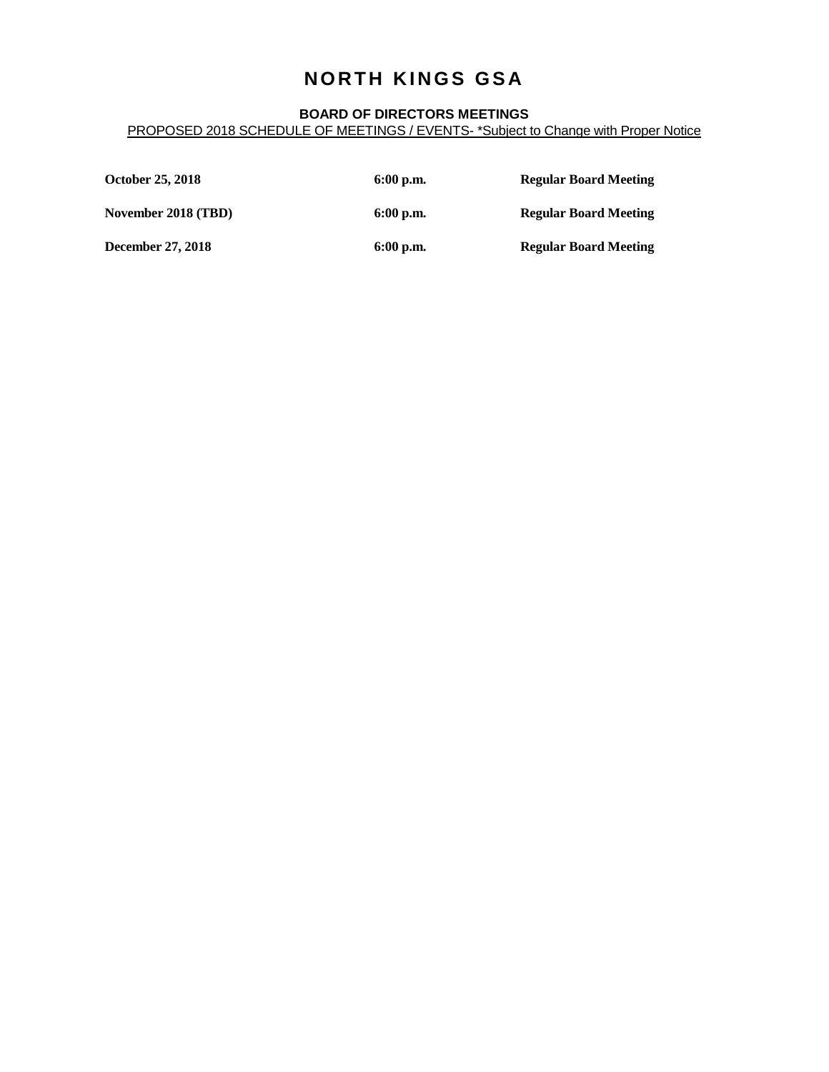# NORTH KINGS GSA

**BOARD OF DIRECTORS MEETINGS**

PROPOSED 2018 SCHEDULE OF MEETINGS / EVENTS- *Subject to Change with Proper Notice

| | | |
|---|---|---|
| **October 25, 2018** | **6:00 p.m.** | **Regular Board Meeting** |
| **November 2018 (TBD)** | **6:00 p.m.** | **Regular Board Meeting** |
| **December 27, 2018** | **6:00 p.m.** | **Regular Board Meeting** |